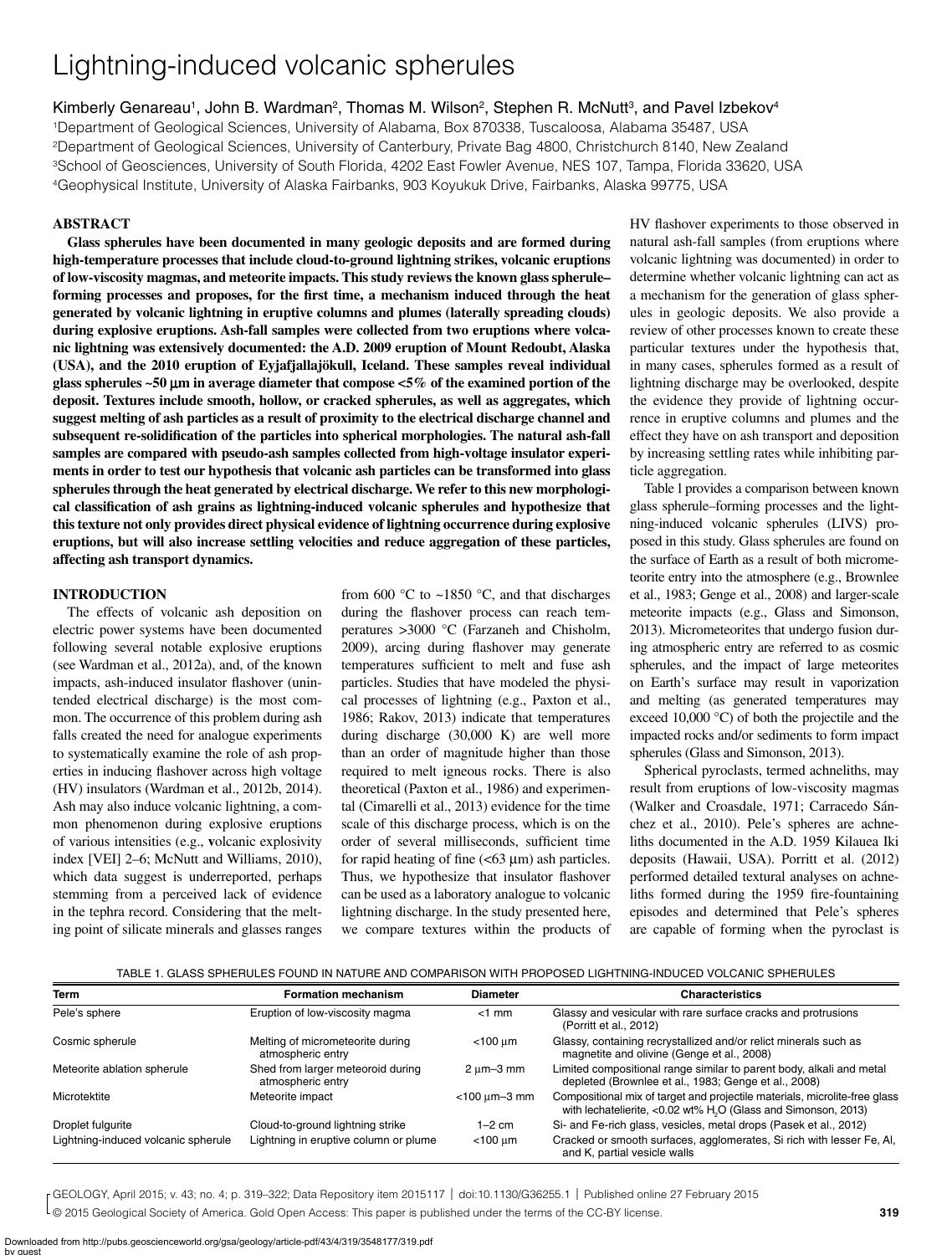# Lightning-induced volcanic spherules

Kimberly Genareau[1], John B. Wardman[2], Thomas M. Wilson[2], Stephen R. McNutt[3], and Pavel Izbekov[4]

[1]Department of Geological Sciences, University of Alabama, Box 870338, Tuscaloosa, Alabama 35487, USA
[2]Department of Geological Sciences, University of Canterbury, Private Bag 4800, Christchurch 8140, New Zealand
[3]School of Geosciences, University of South Florida, 4202 East Fowler Avenue, NES 107, Tampa, Florida 33620, USA
[4]Geophysical Institute, University of Alaska Fairbanks, 903 Koyukuk Drive, Fairbanks, Alaska 99775, USA

## ABSTRACT

**Glass spherules have been documented in many geologic deposits and are formed during high-temperature processes that include cloud-to-ground lightning strikes, volcanic eruptions of low-viscosity magmas, and meteorite impacts. This study reviews the known glass spherule–forming processes and proposes, for the first time, a mechanism induced through the heat generated by volcanic lightning in eruptive columns and plumes (laterally spreading clouds) during explosive eruptions. Ash-fall samples were collected from two eruptions where volcanic lightning was extensively documented: the A.D. 2009 eruption of Mount Redoubt, Alaska (USA), and the 2010 eruption of Eyjafjallajökull, Iceland. These samples reveal individual glass spherules ~50 μm in average diameter that compose <5% of the examined portion of the deposit. Textures include smooth, hollow, or cracked spherules, as well as aggregates, which suggest melting of ash particles as a result of proximity to the electrical discharge channel and subsequent re-solidification of the particles into spherical morphologies. The natural ash-fall samples are compared with pseudo-ash samples collected from high-voltage insulator experiments in order to test our hypothesis that volcanic ash particles can be transformed into glass spherules through the heat generated by electrical discharge. We refer to this new morphological classification of ash grains as lightning-induced volcanic spherules and hypothesize that this texture not only provides direct physical evidence of lightning occurrence during explosive eruptions, but will also increase settling velocities and reduce aggregation of these particles, affecting ash transport dynamics.**

## INTRODUCTION

The effects of volcanic ash deposition on electric power systems have been documented following several notable explosive eruptions (see Wardman et al., 2012a), and, of the known impacts, ash-induced insulator flashover (unintended electrical discharge) is the most common. The occurrence of this problem during ash falls created the need for analogue experiments to systematically examine the role of ash properties in inducing flashover across high voltage (HV) insulators (Wardman et al., 2012b, 2014). Ash may also induce volcanic lightning, a common phenomenon during explosive eruptions of various intensities (e.g., volcanic explosivity index [VEI] 2–6; McNutt and Williams, 2010), which data suggest is underreported, perhaps stemming from a perceived lack of evidence in the tephra record. Considering that the melting point of silicate minerals and glasses ranges from 600 °C to ~1850 °C, and that discharges during the flashover process can reach temperatures >3000 °C (Farzaneh and Chisholm, 2009), arcing during flashover may generate temperatures sufficient to melt and fuse ash particles. Studies that have modeled the physical processes of lightning (e.g., Paxton et al., 1986; Rakov, 2013) indicate that temperatures during discharge (30,000 K) are well more than an order of magnitude higher than those required to melt igneous rocks. There is also theoretical (Paxton et al., 1986) and experimental (Cimarelli et al., 2013) evidence for the time scale of this discharge process, which is on the order of several milliseconds, sufficient time for rapid heating of fine (<63 μm) ash particles. Thus, we hypothesize that insulator flashover can be used as a laboratory analogue to volcanic lightning discharge. In the study presented here, we compare textures within the products of HV flashover experiments to those observed in natural ash-fall samples (from eruptions where volcanic lightning was documented) in order to determine whether volcanic lightning can act as a mechanism for the generation of glass spherules in geologic deposits. We also provide a review of other processes known to create these particular textures under the hypothesis that, in many cases, spherules formed as a result of lightning discharge may be overlooked, despite the evidence they provide of lightning occurrence in eruptive columns and plumes and the effect they have on ash transport and deposition by increasing settling rates while inhibiting particle aggregation.

Table 1 provides a comparison between known glass spherule–forming processes and the lightning-induced volcanic spherules (LIVS) proposed in this study. Glass spherules are found on the surface of Earth as a result of both micrometeorite entry into the atmosphere (e.g., Brownlee et al., 1983; Genge et al., 2008) and larger-scale meteorite impacts (e.g., Glass and Simonson, 2013). Micrometeorites that undergo fusion during atmospheric entry are referred to as cosmic spherules, and the impact of large meteorites on Earth's surface may result in vaporization and melting (as generated temperatures may exceed 10,000 °C) of both the projectile and the impacted rocks and/or sediments to form impact spherules (Glass and Simonson, 2013).

Spherical pyroclasts, termed achneliths, may result from eruptions of low-viscosity magmas (Walker and Croasdale, 1971; Carracedo Sánchez et al., 2010). Pele's spheres are achneliths documented in the A.D. 1959 Kilauea Iki deposits (Hawaii, USA). Porritt et al. (2012) performed detailed textural analyses on achneliths formed during the 1959 fire-fountaining episodes and determined that Pele's spheres are capable of forming when the pyroclast is

TABLE 1. GLASS SPHERULES FOUND IN NATURE AND COMPARISON WITH PROPOSED LIGHTNING-INDUCED VOLCANIC SPHERULES

| Term | Formation mechanism | Diameter | Characteristics |
|---|---|---|---|
| Pele's sphere | Eruption of low-viscosity magma | <1 mm | Glassy and vesicular with rare surface cracks and protrusions (Porritt et al., 2012) |
| Cosmic spherule | Melting of micrometeorite during atmospheric entry | <100 μm | Glassy, containing recrystallized and/or relict minerals such as magnetite and olivine (Genge et al., 2008) |
| Meteorite ablation spherule | Shed from larger meteoroid during atmospheric entry | 2 μm–3 mm | Limited compositional range similar to parent body, alkali and metal depleted (Brownlee et al., 1983; Genge et al., 2008) |
| Microtektite | Meteorite impact | <100 μm–3 mm | Compositional mix of target and projectile materials, microlite-free glass with lechatelierite, <0.02 wt% $H_2O$ (Glass and Simonson, 2013) |
| Droplet fulgurite | Cloud-to-ground lightning strike | 1–2 cm | Si- and Fe-rich glass, vesicles, metal drops (Pasek et al., 2012) |
| Lightning-induced volcanic spherule | Lightning in eruptive column or plume | <100 μm | Cracked or smooth surfaces, agglomerates, Si rich with lesser Fe, Al, and K, partial vesicle walls |

© 2015 Geological Society of America. Gold Open Access: This paper is published under the terms of the CC-BY license.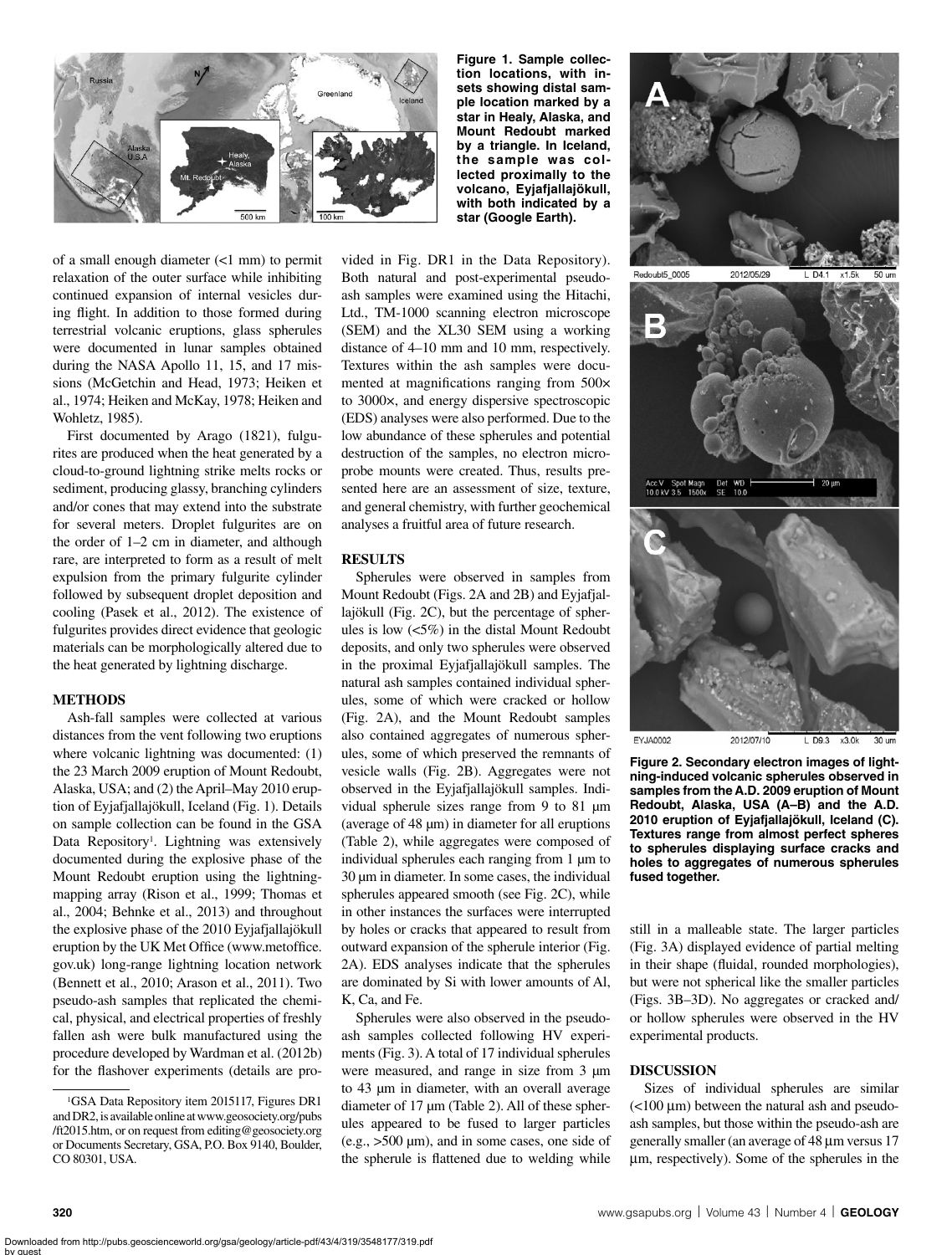Figure 1. Sample collection locations, with insets showing distal sample location marked by a star in Healy, Alaska, and Mount Redoubt marked by a triangle. In Iceland, the sample was collected proximally to the volcano, Eyjafjallajökull, with both indicated by a star (Google Earth).

of a small enough diameter (<1 mm) to permit relaxation of the outer surface while inhibiting continued expansion of internal vesicles during flight. In addition to those formed during terrestrial volcanic eruptions, glass spherules were documented in lunar samples obtained during the NASA Apollo 11, 15, and 17 missions (McGetchin and Head, 1973; Heiken et al., 1974; Heiken and McKay, 1978; Heiken and Wohletz, 1985).

First documented by Arago (1821), fulgurites are produced when the heat generated by a cloud-to-ground lightning strike melts rocks or sediment, producing glassy, branching cylinders and/or cones that may extend into the substrate for several meters. Droplet fulgurites are on the order of 1–2 cm in diameter, and although rare, are interpreted to form as a result of melt expulsion from the primary fulgurite cylinder followed by subsequent droplet deposition and cooling (Pasek et al., 2012). The existence of fulgurites provides direct evidence that geologic materials can be morphologically altered due to the heat generated by lightning discharge.

## METHODS

Ash-fall samples were collected at various distances from the vent following two eruptions where volcanic lightning was documented: (1) the 23 March 2009 eruption of Mount Redoubt, Alaska, USA; and (2) the April–May 2010 eruption of Eyjafjallajökull, Iceland (Fig. 1). Details on sample collection can be found in the GSA Data Repository[1]. Lightning was extensively documented during the explosive phase of the Mount Redoubt eruption using the lightning-mapping array (Rison et al., 1999; Thomas et al., 2004; Behnke et al., 2013) and throughout the explosive phase of the 2010 Eyjafjallajökull eruption by the UK Met Office (www.metoffice.gov.uk) long-range lightning location network (Bennett et al., 2010; Arason et al., 2011). Two pseudo-ash samples that replicated the chemical, physical, and electrical properties of freshly fallen ash were bulk manufactured using the procedure developed by Wardman et al. (2012b) for the flashover experiments (details are provided in Fig. DR1 in the Data Repository). Both natural and post-experimental pseudo-ash samples were examined using the Hitachi, Ltd., TM-1000 scanning electron microscope (SEM) and the XL30 SEM using a working distance of 4–10 mm and 10 mm, respectively. Textures within the ash samples were documented at magnifications ranging from 500× to 3000×, and energy dispersive spectroscopic (EDS) analyses were also performed. Due to the low abundance of these spherules and potential destruction of the samples, no electron microprobe mounts were created. Thus, results presented here are an assessment of size, texture, and general chemistry, with further geochemical analyses a fruitful area of future research.

## RESULTS

Spherules were observed in samples from Mount Redoubt (Figs. 2A and 2B) and Eyjafjallajökull (Fig. 2C), but the percentage of spherules is low (<5%) in the distal Mount Redoubt deposits, and only two spherules were observed in the proximal Eyjafjallajökull samples. The natural ash samples contained individual spherules, some of which were cracked or hollow (Fig. 2A), and the Mount Redoubt samples also contained aggregates of numerous spherules, some of which preserved the remnants of vesicle walls (Fig. 2B). Aggregates were not observed in the Eyjafjallajökull samples. Individual spherule sizes range from 9 to 81 µm (average of 48 µm) in diameter for all eruptions (Table 2), while aggregates were composed of individual spherules each ranging from 1 µm to 30 µm in diameter. In some cases, the individual spherules appeared smooth (see Fig. 2C), while in other instances the surfaces were interrupted by holes or cracks that appeared to result from outward expansion of the spherule interior (Fig. 2A). EDS analyses indicate that the spherules are dominated by Si with lower amounts of Al, K, Ca, and Fe.

Spherules were also observed in the pseudo-ash samples collected following HV experiments (Fig. 3). A total of 17 individual spherules were measured, and range in size from 3 µm to 43 µm in diameter, with an overall average diameter of 17 µm (Table 2). All of these spherules appeared to be fused to larger particles (e.g., >500 µm), and in some cases, one side of the spherule is flattened due to welding while still in a malleable state. The larger particles (Fig. 3A) displayed evidence of partial melting in their shape (fluidal, rounded morphologies), but were not spherical like the smaller particles (Figs. 3B–3D). No aggregates or cracked and/or hollow spherules were observed in the HV experimental products.

Figure 2. Secondary electron images of lightning-induced volcanic spherules observed in samples from the A.D. 2009 eruption of Mount Redoubt, Alaska, USA (A–B) and the A.D. 2010 eruption of Eyjafjallajökull, Iceland (C). Textures range from almost perfect spheres to spherules displaying surface cracks and holes to aggregates of numerous spherules fused together.

## DISCUSSION

Sizes of individual spherules are similar (<100 µm) between the natural ash and pseudo-ash samples, but those within the pseudo-ash are generally smaller (an average of 48 µm versus 17 µm, respectively). Some of the spherules in the

[1]GSA Data Repository item 2015117, Figures DR1 and DR2, is available online at www.geosociety.org/pubs/ft2015.htm, or on request from editing@geosociety.org or Documents Secretary, GSA, P.O. Box 9140, Boulder, CO 80301, USA.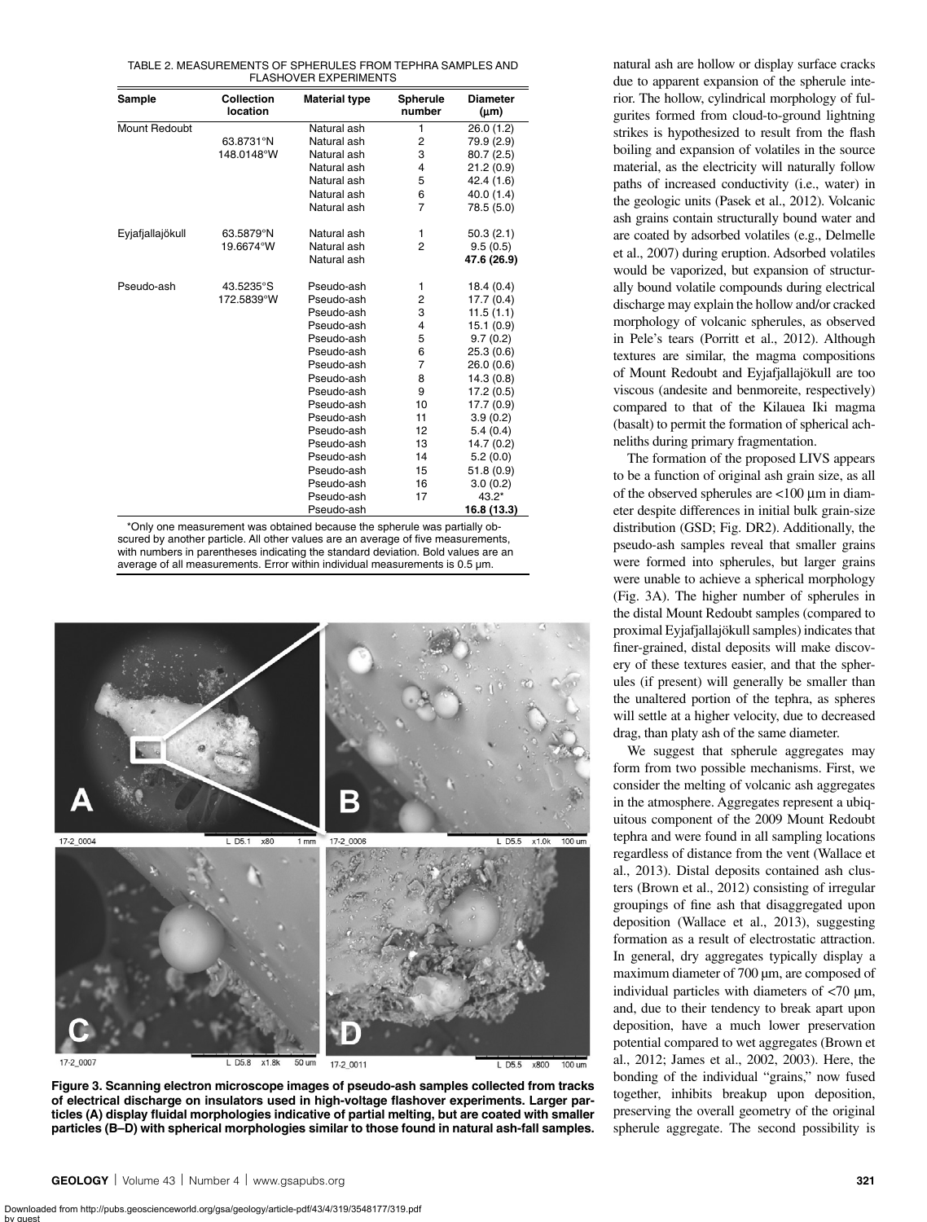TABLE 2. MEASUREMENTS OF SPHERULES FROM TEPHRA SAMPLES AND FLASHOVER EXPERIMENTS

| Sample | Collection location | Material type | Spherule number | Diameter (μm) |
|---|---|---|---|---|
| Mount Redoubt | | Natural ash | 1 | 26.0 (1.2) |
| | 63.8731°N | Natural ash | 2 | 79.9 (2.9) |
| | 148.0148°W | Natural ash | 3 | 80.7 (2.5) |
| | | Natural ash | 4 | 21.2 (0.9) |
| | | Natural ash | 5 | 42.4 (1.6) |
| | | Natural ash | 6 | 40.0 (1.4) |
| | | Natural ash | 7 | 78.5 (5.0) |
| Eyjafjallajökull | 63.5879°N | Natural ash | 1 | 50.3 (2.1) |
| | 19.6674°W | Natural ash | 2 | 9.5 (0.5) |
| | | Natural ash | | **47.6 (26.9)** |
| Pseudo-ash | 43.5235°S | Pseudo-ash | 1 | 18.4 (0.4) |
| | 172.5839°W | Pseudo-ash | 2 | 17.7 (0.4) |
| | | Pseudo-ash | 3 | 11.5 (1.1) |
| | | Pseudo-ash | 4 | 15.1 (0.9) |
| | | Pseudo-ash | 5 | 9.7 (0.2) |
| | | Pseudo-ash | 6 | 25.3 (0.6) |
| | | Pseudo-ash | 7 | 26.0 (0.6) |
| | | Pseudo-ash | 8 | 14.3 (0.8) |
| | | Pseudo-ash | 9 | 17.2 (0.5) |
| | | Pseudo-ash | 10 | 17.7 (0.9) |
| | | Pseudo-ash | 11 | 3.9 (0.2) |
| | | Pseudo-ash | 12 | 5.4 (0.4) |
| | | Pseudo-ash | 13 | 14.7 (0.2) |
| | | Pseudo-ash | 14 | 5.2 (0.0) |
| | | Pseudo-ash | 15 | 51.8 (0.9) |
| | | Pseudo-ash | 16 | 3.0 (0.2) |
| | | Pseudo-ash | 17 | 43.2* |
| | | Pseudo-ash | | **16.8 (13.3)** |

*Only one measurement was obtained because the spherule was partially obscured by another particle. All other values are an average of five measurements, with numbers in parentheses indicating the standard deviation. Bold values are an average of all measurements. Error within individual measurements is 0.5 μm.

**Figure 3. Scanning electron microscope images of pseudo-ash samples collected from tracks of electrical discharge on insulators used in high-voltage flashover experiments. Larger particles (A) display fluidal morphologies indicative of partial melting, but are coated with smaller particles (B–D) with spherical morphologies similar to those found in natural ash-fall samples.**

natural ash are hollow or display surface cracks due to apparent expansion of the spherule interior. The hollow, cylindrical morphology of fulgurites formed from cloud-to-ground lightning strikes is hypothesized to result from the flash boiling and expansion of volatiles in the source material, as the electricity will naturally follow paths of increased conductivity (i.e., water) in the geologic units (Pasek et al., 2012). Volcanic ash grains contain structurally bound water and are coated by adsorbed volatiles (e.g., Delmelle et al., 2007) during eruption. Adsorbed volatiles would be vaporized, but expansion of structurally bound volatile compounds during electrical discharge may explain the hollow and/or cracked morphology of volcanic spherules, as observed in Pele's tears (Porritt et al., 2012). Although textures are similar, the magma compositions of Mount Redoubt and Eyjafjallajökull are too viscous (andesite and benmoreite, respectively) compared to that of the Kilauea Iki magma (basalt) to permit the formation of spherical achneliths during primary fragmentation.

The formation of the proposed LIVS appears to be a function of original ash grain size, as all of the observed spherules are <100 μm in diameter despite differences in initial bulk grain-size distribution (GSD; Fig. DR2). Additionally, the pseudo-ash samples reveal that smaller grains were formed into spherules, but larger grains were unable to achieve a spherical morphology (Fig. 3A). The higher number of spherules in the distal Mount Redoubt samples (compared to proximal Eyjafjallajökull samples) indicates that finer-grained, distal deposits will make discovery of these textures easier, and that the spherules (if present) will generally be smaller than the unaltered portion of the tephra, as spheres will settle at a higher velocity, due to decreased drag, than platy ash of the same diameter.

We suggest that spherule aggregates may form from two possible mechanisms. First, we consider the melting of volcanic ash aggregates in the atmosphere. Aggregates represent a ubiquitous component of the 2009 Mount Redoubt tephra and were found in all sampling locations regardless of distance from the vent (Wallace et al., 2013). Distal deposits contained ash clusters (Brown et al., 2012) consisting of irregular groupings of fine ash that disaggregated upon deposition (Wallace et al., 2013), suggesting formation as a result of electrostatic attraction. In general, dry aggregates typically display a maximum diameter of 700 μm, are composed of individual particles with diameters of <70 μm, and, due to their tendency to break apart upon deposition, have a much lower preservation potential compared to wet aggregates (Brown et al., 2012; James et al., 2002, 2003). Here, the bonding of the individual "grains," now fused together, inhibits breakup upon deposition, preserving the overall geometry of the original spherule aggregate. The second possibility is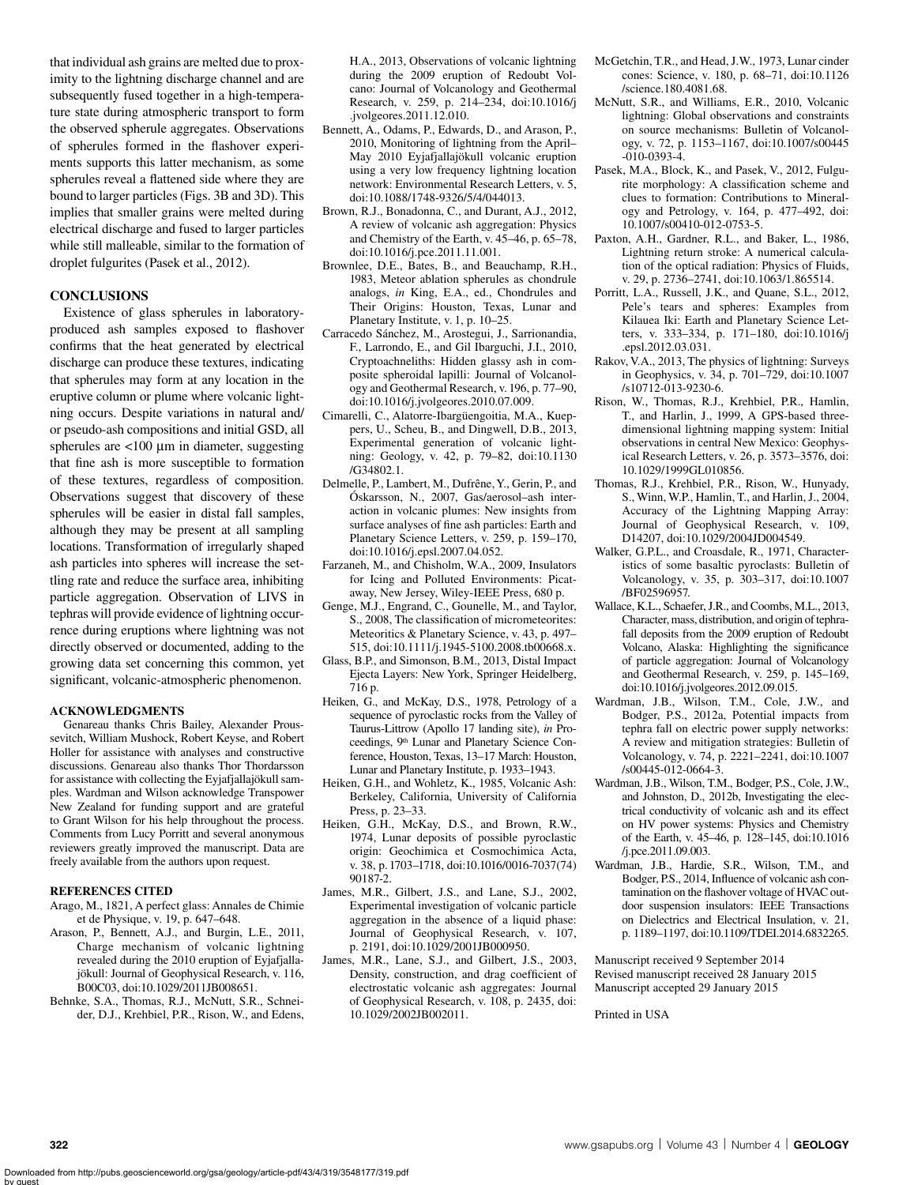that individual ash grains are melted due to proximity to the lightning discharge channel and are subsequently fused together in a high-temperature state during atmospheric transport to form the observed spherule aggregates. Observations of spherules formed in the flashover experiments supports this latter mechanism, as some spherules reveal a flattened side where they are bound to larger particles (Figs. 3B and 3D). This implies that smaller grains were melted during electrical discharge and fused to larger particles while still malleable, similar to the formation of droplet fulgurites (Pasek et al., 2012).

## CONCLUSIONS

Existence of glass spherules in laboratory-produced ash samples exposed to flashover confirms that the heat generated by electrical discharge can produce these textures, indicating that spherules may form at any location in the eruptive column or plume where volcanic lightning occurs. Despite variations in natural and/or pseudo-ash compositions and initial GSD, all spherules are <100 µm in diameter, suggesting that fine ash is more susceptible to formation of these textures, regardless of composition. Observations suggest that discovery of these spherules will be easier in distal fall samples, although they may be present at all sampling locations. Transformation of irregularly shaped ash particles into spheres will increase the settling rate and reduce the surface area, inhibiting particle aggregation. Observation of LIVS in tephras will provide evidence of lightning occurrence during eruptions where lightning was not directly observed or documented, adding to the growing data set concerning this common, yet significant, volcanic-atmospheric phenomenon.

### ACKNOWLEDGMENTS

Genareau thanks Chris Bailey, Alexander Proussevitch, William Mushock, Robert Keyse, and Robert Holler for assistance with analyses and constructive discussions. Genareau also thanks Thor Thordarsson for assistance with collecting the Eyjafjallajökull samples. Wardman and Wilson acknowledge Transpower New Zealand for funding support and are grateful to Grant Wilson for his help throughout the process. Comments from Lucy Porritt and several anonymous reviewers greatly improved the manuscript. Data are freely available from the authors upon request.

### REFERENCES CITED

- Arago, M., 1821, A perfect glass: Annales de Chimie et de Physique, v. 19, p. 647–648.
- Arason, P., Bennett, A.J., and Burgin, L.E., 2011, Charge mechanism of volcanic lightning revealed during the 2010 eruption of Eyjafjallajökull: Journal of Geophysical Research, v. 116, B00C03, doi:10.1029/2011JB008651.
- Behnke, S.A., Thomas, R.J., McNutt, S.R., Schneider, D.J., Krehbiel, P.R., Rison, W., and Edens, H.A., 2013, Observations of volcanic lightning during the 2009 eruption of Redoubt Volcano: Journal of Volcanology and Geothermal Research, v. 259, p. 214–234, doi:10.1016/j.jvolgeores.2011.12.010.
- Bennett, A., Odams, P., Edwards, D., and Arason, P., 2010, Monitoring of lightning from the April–May 2010 Eyjafjallajökull volcanic eruption using a very low frequency lightning location network: Environmental Research Letters, v. 5, doi:10.1088/1748-9326/5/4/044013.
- Brown, R.J., Bonadonna, C., and Durant, A.J., 2012, A review of volcanic ash aggregation: Physics and Chemistry of the Earth, v. 45–46, p. 65–78, doi:10.1016/j.pce.2011.11.001.
- Brownlee, D.E., Bates, B., and Beauchamp, R.H., 1983, Meteor ablation spherules as chondrule analogs, *in* King, E.A., ed., Chondrules and Their Origins: Houston, Texas, Lunar and Planetary Institute, v. 1, p. 10–25.
- Carracedo Sánchez, M., Arostegui, J., Sarrionandia, F., Larrondo, E., and Gil Ibarguchi, J.I., 2010, Cryptoachneliths: Hidden glassy ash in composite spheroidal lapilli: Journal of Volcanology and Geothermal Research, v. 196, p. 77–90, doi:10.1016/j.jvolgeores.2010.07.009.
- Cimarelli, C., Alatorre-Ibargüengoitia, M.A., Kueppers, U., Scheu, B., and Dingwell, D.B., 2013, Experimental generation of volcanic lightning: Geology, v. 42, p. 79–82, doi:10.1130/G34802.1.
- Delmelle, P., Lambert, M., Dufrêne, Y., Gerin, P., and Óskarsson, N., 2007, Gas/aerosol–ash interaction in volcanic plumes: New insights from surface analyses of fine ash particles: Earth and Planetary Science Letters, v. 259, p. 159–170, doi:10.1016/j.epsl.2007.04.052.
- Farzaneh, M., and Chisholm, W.A., 2009, Insulators for Icing and Polluted Environments: Picataway, New Jersey, Wiley-IEEE Press, 680 p.
- Genge, M.J., Engrand, C., Gounelle, M., and Taylor, S., 2008, The classification of micrometeorites: Meteoritics & Planetary Science, v. 43, p. 497–515, doi:10.1111/j.1945-5100.2008.tb00668.x.
- Glass, B.P., and Simonson, B.M., 2013, Distal Impact Ejecta Layers: New York, Springer Heidelberg, 716 p.
- Heiken, G., and McKay, D.S., 1978, Petrology of a sequence of pyroclastic rocks from the Valley of Taurus-Littrow (Apollo 17 landing site), *in* Proceedings, 9th Lunar and Planetary Science Conference, Houston, Texas, 13–17 March: Houston, Lunar and Planetary Institute, p. 1933–1943.
- Heiken, G.H., and Wohletz, K., 1985, Volcanic Ash: Berkeley, California, University of California Press, p. 23–33.
- Heiken, G.H., McKay, D.S., and Brown, R.W., 1974, Lunar deposits of possible pyroclastic origin: Geochimica et Cosmochimica Acta, v. 38, p. 1703–1718, doi:10.1016/0016-7037(74)90187-2.
- James, M.R., Gilbert, J.S., and Lane, S.J., 2002, Experimental investigation of volcanic particle aggregation in the absence of a liquid phase: Journal of Geophysical Research, v. 107, p. 2191, doi:10.1029/2001JB000950.
- James, M.R., Lane, S.J., and Gilbert, J.S., 2003, Density, construction, and drag coefficient of electrostatic volcanic ash aggregates: Journal of Geophysical Research, v. 108, p. 2435, doi:10.1029/2002JB002011.
- McGetchin, T.R., and Head, J.W., 1973, Lunar cinder cones: Science, v. 180, p. 68–71, doi:10.1126/science.180.4081.68.
- McNutt, S.R., and Williams, E.R., 2010, Volcanic lightning: Global observations and constraints on source mechanisms: Bulletin of Volcanology, v. 72, p. 1153–1167, doi:10.1007/s00445-010-0393-4.
- Pasek, M.A., Block, K., and Pasek, V., 2012, Fulgurite morphology: A classification scheme and clues to formation: Contributions to Mineralogy and Petrology, v. 164, p. 477–492, doi:10.1007/s00410-012-0753-5.
- Paxton, A.H., Gardner, R.L., and Baker, L., 1986, Lightning return stroke: A numerical calculation of the optical radiation: Physics of Fluids, v. 29, p. 2736–2741, doi:10.1063/1.865514.
- Porritt, L.A., Russell, J.K., and Quane, S.L., 2012, Pele's tears and spheres: Examples from Kilauea Iki: Earth and Planetary Science Letters, v. 333–334, p. 171–180, doi:10.1016/j.epsl.2012.03.031.
- Rakov, V.A., 2013, The physics of lightning: Surveys in Geophysics, v. 34, p. 701–729, doi:10.1007/s10712-013-9230-6.
- Rison, W., Thomas, R.J., Krehbiel, P.R., Hamlin, T., and Harlin, J., 1999, A GPS-based three-dimensional lightning mapping system: Initial observations in central New Mexico: Geophysical Research Letters, v. 26, p. 3573–3576, doi:10.1029/1999GL010856.
- Thomas, R.J., Krehbiel, P.R., Rison, W., Hunyady, S., Winn, W.P., Hamlin, T., and Harlin, J., 2004, Accuracy of the Lightning Mapping Array: Journal of Geophysical Research, v. 109, D14207, doi:10.1029/2004JD004549.
- Walker, G.P.L., and Croasdale, R., 1971, Characteristics of some basaltic pyroclasts: Bulletin of Volcanology, v. 35, p. 303–317, doi:10.1007/BF02596957.
- Wallace, K.L., Schaefer, J.R., and Coombs, M.L., 2013, Character, mass, distribution, and origin of tephra-fall deposits from the 2009 eruption of Redoubt Volcano, Alaska: Highlighting the significance of particle aggregation: Journal of Volcanology and Geothermal Research, v. 259, p. 145–169, doi:10.1016/j.jvolgeores.2012.09.015.
- Wardman, J.B., Wilson, T.M., Cole, J.W., and Bodger, P.S., 2012a, Potential impacts from tephra fall on electric power supply networks: A review and mitigation strategies: Bulletin of Volcanology, v. 74, p. 2221–2241, doi:10.1007/s00445-012-0664-3.
- Wardman, J.B., Wilson, T.M., Bodger, P.S., Cole, J.W., and Johnston, D., 2012b, Investigating the electrical conductivity of volcanic ash and its effect on HV power systems: Physics and Chemistry of the Earth, v. 45–46, p. 128–145, doi:10.1016/j.pce.2011.09.003.
- Wardman, J.B., Hardie, S.R., Wilson, T.M., and Bodger, P.S., 2014, Influence of volcanic ash contamination on the flashover voltage of HVAC outdoor suspension insulators: IEEE Transactions on Dielectrics and Electrical Insulation, v. 21, p. 1189–1197, doi:10.1109/TDEI.2014.6832265.

Manuscript received 9 September 2014
Revised manuscript received 28 January 2015
Manuscript accepted 29 January 2015

Printed in USA